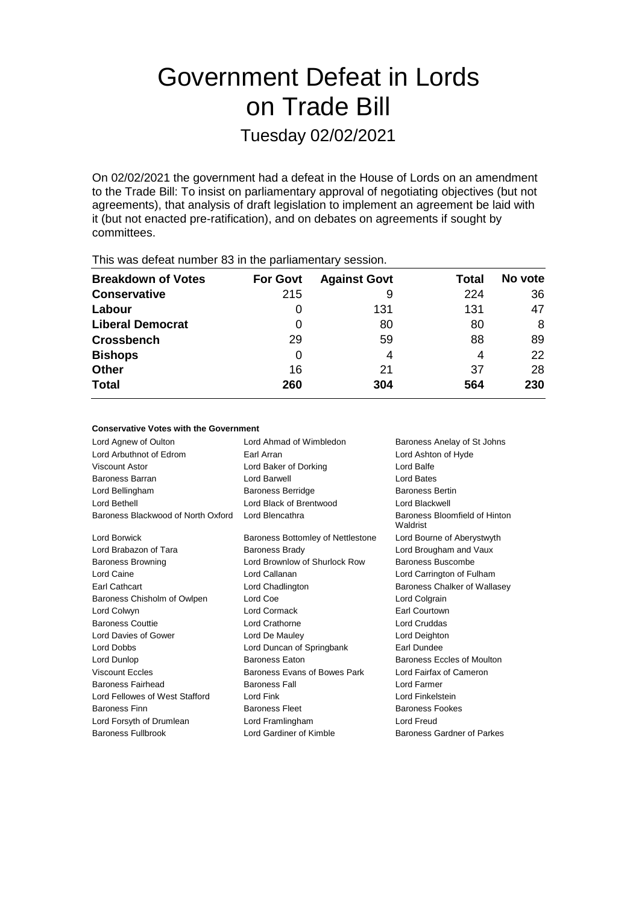# Government Defeat in Lords on Trade Bill

## Tuesday 02/02/2021

On 02/02/2021 the government had a defeat in the House of Lords on an amendment to the Trade Bill: To insist on parliamentary approval of negotiating objectives (but not agreements), that analysis of draft legislation to implement an agreement be laid with it (but not enacted pre-ratification), and on debates on agreements if sought by committees.

This was defeat number 83 in the parliamentary session.

| Breakdown of Votes | For Govt | Against Govt | Total | No vote |
|---|---|---|---|---|
| **Conservative** | 215 | 9 | 224 | 36 |
| **Labour** | 0 | 131 | 131 | 47 |
| **Liberal Democrat** | 0 | 80 | 80 | 8 |
| **Crossbench** | 29 | 59 | 88 | 89 |
| **Bishops** | 0 | 4 | 4 | 22 |
| **Other** | 16 | 21 | 37 | 28 |
| **Total** | **260** | **304** | **564** | **230** |

### Conservative Votes with the Government

| | | |
|---|---|---|
| Lord Agnew of Oulton | Lord Ahmad of Wimbledon | Baroness Anelay of St Johns |
| Lord Arbuthnot of Edrom | Earl Arran | Lord Ashton of Hyde |
| Viscount Astor | Lord Baker of Dorking | Lord Balfe |
| Baroness Barran | Lord Barwell | Lord Bates |
| Lord Bellingham | Baroness Berridge | Baroness Bertin |
| Lord Bethell | Lord Black of Brentwood | Lord Blackwell |
| Baroness Blackwood of North Oxford | Lord Blencathra | Baroness Bloomfield of Hinton Waldrist |
| Lord Borwick | Baroness Bottomley of Nettlestone | Lord Bourne of Aberystwyth |
| Lord Brabazon of Tara | Baroness Brady | Lord Brougham and Vaux |
| Baroness Browning | Lord Brownlow of Shurlock Row | Baroness Buscombe |
| Lord Caine | Lord Callanan | Lord Carrington of Fulham |
| Earl Cathcart | Lord Chadlington | Baroness Chalker of Wallasey |
| Baroness Chisholm of Owlpen | Lord Coe | Lord Colgrain |
| Lord Colwyn | Lord Cormack | Earl Courtown |
| Baroness Couttie | Lord Crathorne | Lord Cruddas |
| Lord Davies of Gower | Lord De Mauley | Lord Deighton |
| Lord Dobbs | Lord Duncan of Springbank | Earl Dundee |
| Lord Dunlop | Baroness Eaton | Baroness Eccles of Moulton |
| Viscount Eccles | Baroness Evans of Bowes Park | Lord Fairfax of Cameron |
| Baroness Fairhead | Baroness Fall | Lord Farmer |
| Lord Fellowes of West Stafford | Lord Fink | Lord Finkelstein |
| Baroness Finn | Baroness Fleet | Baroness Fookes |
| Lord Forsyth of Drumlean | Lord Framlingham | Lord Freud |
| Baroness Fullbrook | Lord Gardiner of Kimble | Baroness Gardner of Parkes |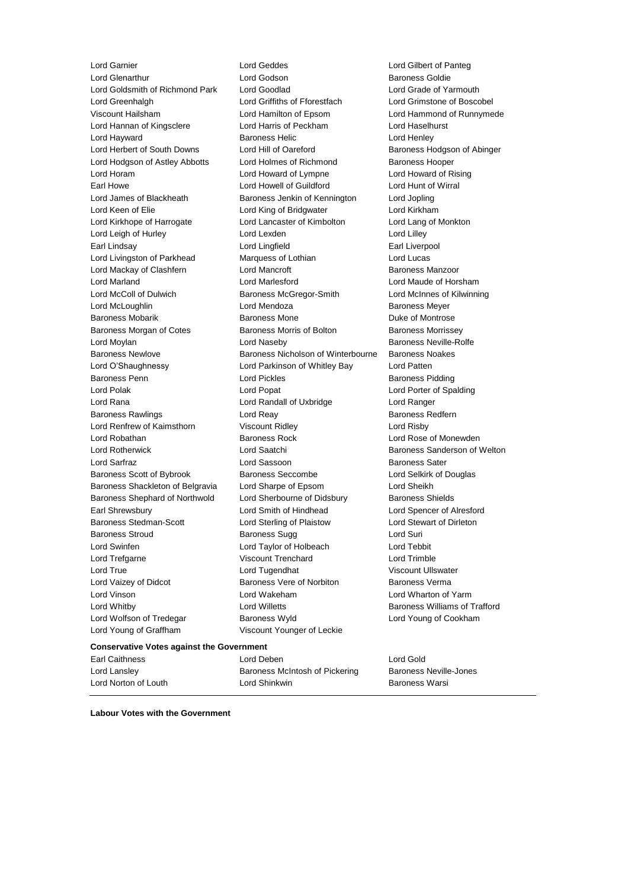Lord Garnier
Lord Geddes
Lord Gilbert of Panteg
Lord Glenarthur
Lord Godson
Baroness Goldie
Lord Goldsmith of Richmond Park
Lord Goodlad
Lord Grade of Yarmouth
Lord Greenhalgh
Lord Griffiths of Fforestfach
Lord Grimstone of Boscobel
Viscount Hailsham
Lord Hamilton of Epsom
Lord Hammond of Runnymede
Lord Hannan of Kingsclere
Lord Harris of Peckham
Lord Haselhurst
Lord Hayward
Baroness Helic
Lord Henley
Lord Herbert of South Downs
Lord Hill of Oareford
Baroness Hodgson of Abinger
Lord Hodgson of Astley Abbotts
Lord Holmes of Richmond
Baroness Hooper
Lord Horam
Lord Howard of Lympne
Lord Howard of Rising
Earl Howe
Lord Howell of Guildford
Lord Hunt of Wirral
Lord James of Blackheath
Baroness Jenkin of Kennington
Lord Jopling
Lord Keen of Elie
Lord King of Bridgwater
Lord Kirkham
Lord Kirkhope of Harrogate
Lord Lancaster of Kimbolton
Lord Lang of Monkton
Lord Leigh of Hurley
Lord Lexden
Lord Lilley
Earl Lindsay
Lord Lingfield
Earl Liverpool
Lord Livingston of Parkhead
Marquess of Lothian
Lord Lucas
Lord Mackay of Clashfern
Lord Mancroft
Baroness Manzoor
Lord Marland
Lord Marlesford
Lord Maude of Horsham
Lord McColl of Dulwich
Baroness McGregor-Smith
Lord McInnes of Kilwinning
Lord McLoughlin
Lord Mendoza
Baroness Meyer
Baroness Mobarik
Baroness Mone
Duke of Montrose
Baroness Morgan of Cotes
Baroness Morris of Bolton
Baroness Morrissey
Lord Moylan
Lord Naseby
Baroness Neville-Rolfe
Baroness Newlove
Baroness Nicholson of Winterbourne
Baroness Noakes
Lord O'Shaughnessy
Lord Parkinson of Whitley Bay
Lord Patten
Baroness Penn
Lord Pickles
Baroness Pidding
Lord Polak
Lord Popat
Lord Porter of Spalding
Lord Rana
Lord Randall of Uxbridge
Lord Ranger
Baroness Rawlings
Lord Reay
Baroness Redfern
Lord Renfrew of Kaimsthorn
Viscount Ridley
Lord Risby
Lord Robathan
Baroness Rock
Lord Rose of Monewden
Lord Rotherwick
Lord Saatchi
Baroness Sanderson of Welton
Lord Sarfraz
Lord Sassoon
Baroness Sater
Baroness Scott of Bybrook
Baroness Seccombe
Lord Selkirk of Douglas
Baroness Shackleton of Belgravia
Lord Sharpe of Epsom
Lord Sheikh
Baroness Shephard of Northwold
Lord Sherbourne of Didsbury
Baroness Shields
Earl Shrewsbury
Lord Smith of Hindhead
Lord Spencer of Alresford
Baroness Stedman-Scott
Lord Sterling of Plaistow
Lord Stewart of Dirleton
Baroness Stroud
Baroness Sugg
Lord Suri
Lord Swinfen
Lord Taylor of Holbeach
Lord Tebbit
Lord Trefgarne
Viscount Trenchard
Lord Trimble
Lord True
Lord Tugendhat
Viscount Ullswater
Lord Vaizey of Didcot
Baroness Vere of Norbiton
Baroness Verma
Lord Vinson
Lord Wakeham
Lord Wharton of Yarm
Lord Whitby
Lord Willetts
Baroness Williams of Trafford
Lord Wolfson of Tredegar
Baroness Wyld
Lord Young of Cookham
Lord Young of Graffham
Viscount Younger of Leckie

**Conservative Votes against the Government**

Earl Caithness
Lord Deben
Lord Gold
Lord Lansley
Baroness McIntosh of Pickering
Baroness Neville-Jones
Lord Norton of Louth
Lord Shinkwin
Baroness Warsi

---

**Labour Votes with the Government**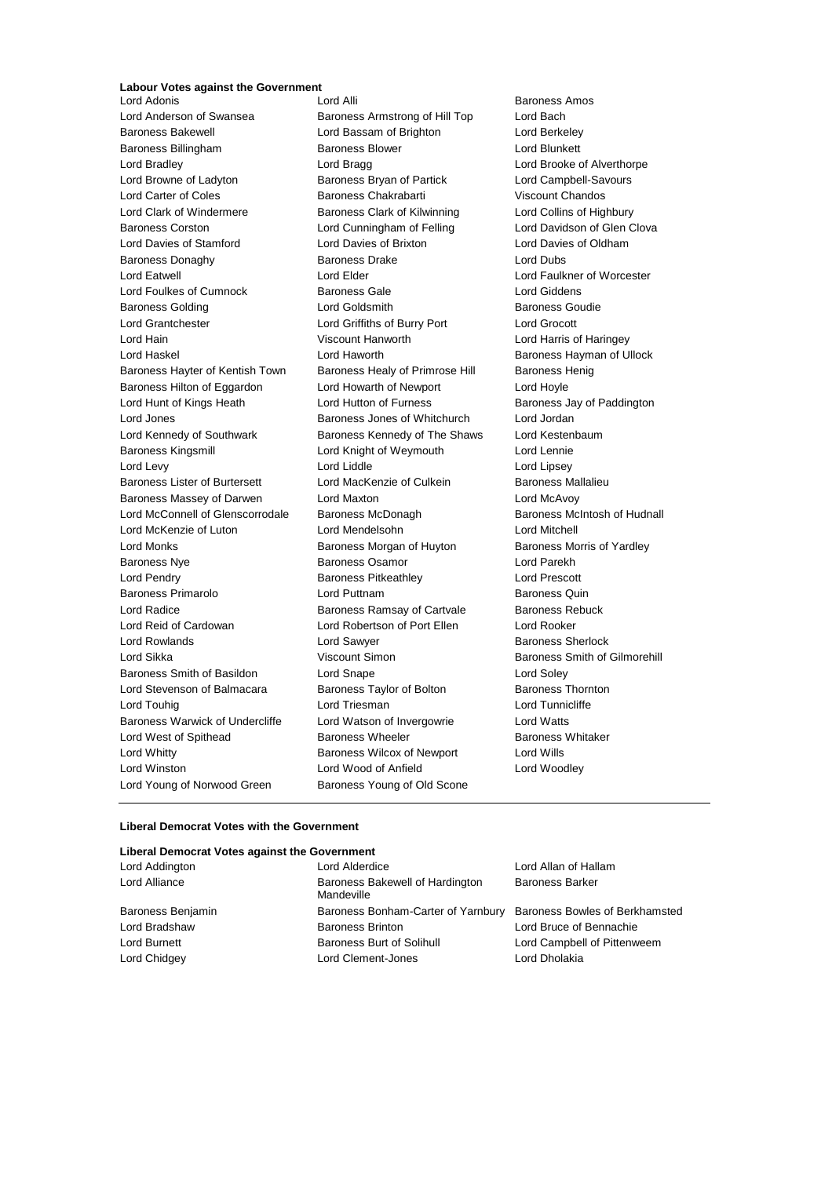**Labour Votes against the Government**

Lord Adonis
Lord Alli
Baroness Amos
Lord Anderson of Swansea
Baroness Armstrong of Hill Top
Lord Bach
Baroness Bakewell
Lord Bassam of Brighton
Lord Berkeley
Baroness Billingham
Baroness Blower
Lord Blunkett
Lord Bradley
Lord Bragg
Lord Brooke of Alverthorpe
Lord Browne of Ladyton
Baroness Bryan of Partick
Lord Campbell-Savours
Lord Carter of Coles
Baroness Chakrabarti
Viscount Chandos
Lord Clark of Windermere
Baroness Clark of Kilwinning
Lord Collins of Highbury
Baroness Corston
Lord Cunningham of Felling
Lord Davidson of Glen Clova
Lord Davies of Stamford
Lord Davies of Brixton
Lord Davies of Oldham
Baroness Donaghy
Baroness Drake
Lord Dubs
Lord Eatwell
Lord Elder
Lord Faulkner of Worcester
Lord Foulkes of Cumnock
Baroness Gale
Lord Giddens
Baroness Golding
Lord Goldsmith
Baroness Goudie
Lord Grantchester
Lord Griffiths of Burry Port
Lord Grocott
Lord Hain
Viscount Hanworth
Lord Harris of Haringey
Lord Haskel
Lord Haworth
Baroness Hayman of Ullock
Baroness Hayter of Kentish Town
Baroness Healy of Primrose Hill
Baroness Henig
Baroness Hilton of Eggardon
Lord Howarth of Newport
Lord Hoyle
Lord Hunt of Kings Heath
Lord Hutton of Furness
Baroness Jay of Paddington
Lord Jones
Baroness Jones of Whitchurch
Lord Jordan
Lord Kennedy of Southwark
Baroness Kennedy of The Shaws
Lord Kestenbaum
Baroness Kingsmill
Lord Knight of Weymouth
Lord Lennie
Lord Levy
Lord Liddle
Lord Lipsey
Baroness Lister of Burtersett
Lord MacKenzie of Culkein
Baroness Mallalieu
Baroness Massey of Darwen
Lord Maxton
Lord McAvoy
Lord McConnell of Glenscorrodale
Baroness McDonagh
Baroness McIntosh of Hudnall
Lord McKenzie of Luton
Lord Mendelsohn
Lord Mitchell
Lord Monks
Baroness Morgan of Huyton
Baroness Morris of Yardley
Baroness Nye
Baroness Osamor
Lord Parekh
Lord Pendry
Baroness Pitkeathley
Lord Prescott
Baroness Primarolo
Lord Puttnam
Baroness Quin
Lord Radice
Baroness Ramsay of Cartvale
Baroness Rebuck
Lord Reid of Cardowan
Lord Robertson of Port Ellen
Lord Rooker
Lord Rowlands
Lord Sawyer
Baroness Sherlock
Lord Sikka
Viscount Simon
Baroness Smith of Gilmorehill
Baroness Smith of Basildon
Lord Snape
Lord Soley
Lord Stevenson of Balmacara
Baroness Taylor of Bolton
Baroness Thornton
Lord Touhig
Lord Triesman
Lord Tunnicliffe
Baroness Warwick of Undercliffe
Lord Watson of Invergowrie
Lord Watts
Lord West of Spithead
Baroness Wheeler
Baroness Whitaker
Lord Whitty
Baroness Wilcox of Newport
Lord Wills
Lord Winston
Lord Wood of Anfield
Lord Woodley
Lord Young of Norwood Green
Baroness Young of Old Scone

**Liberal Democrat Votes with the Government**

**Liberal Democrat Votes against the Government**

Lord Addington
Lord Alderdice
Lord Allan of Hallam
Lord Alliance
Baroness Bakewell of Hardington Mandeville
Baroness Barker
Baroness Benjamin
Baroness Bonham-Carter of Yarnbury
Baroness Bowles of Berkhamsted
Lord Bradshaw
Baroness Brinton
Lord Bruce of Bennachie
Lord Burnett
Baroness Burt of Solihull
Lord Campbell of Pittenweem
Lord Chidgey
Lord Clement-Jones
Lord Dholakia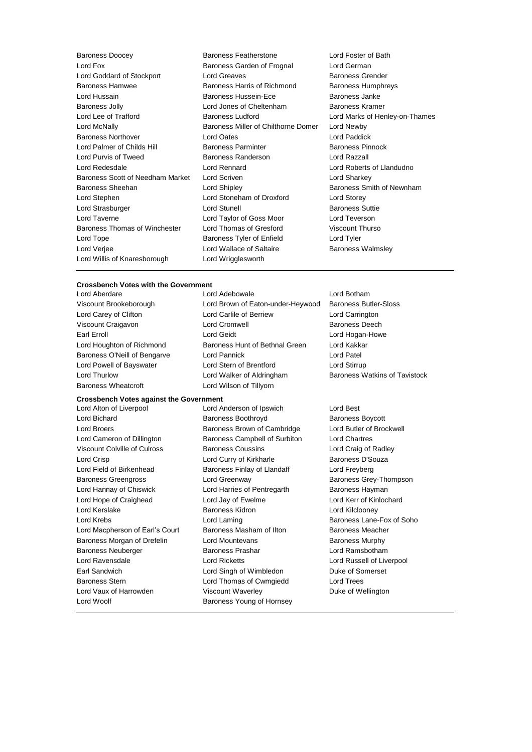Baroness Doocey
Baroness Featherstone
Lord Foster of Bath
Lord Fox
Baroness Garden of Frognal
Lord German
Lord Goddard of Stockport
Lord Greaves
Baroness Grender
Baroness Hamwee
Baroness Harris of Richmond
Baroness Humphreys
Lord Hussain
Baroness Hussein-Ece
Baroness Janke
Baroness Jolly
Lord Jones of Cheltenham
Baroness Kramer
Lord Lee of Trafford
Baroness Ludford
Lord Marks of Henley-on-Thames
Lord McNally
Baroness Miller of Chilthorne Domer
Lord Newby
Baroness Northover
Lord Oates
Lord Paddick
Lord Palmer of Childs Hill
Baroness Parminter
Baroness Pinnock
Lord Purvis of Tweed
Baroness Randerson
Lord Razzall
Lord Redesdale
Lord Rennard
Lord Roberts of Llandudno
Baroness Scott of Needham Market
Lord Scriven
Lord Sharkey
Baroness Sheehan
Lord Shipley
Baroness Smith of Newnham
Lord Stephen
Lord Stoneham of Droxford
Lord Storey
Lord Strasburger
Lord Stunell
Baroness Suttie
Lord Taverne
Lord Taylor of Goss Moor
Lord Teverson
Baroness Thomas of Winchester
Lord Thomas of Gresford
Viscount Thurso
Lord Tope
Baroness Tyler of Enfield
Lord Tyler
Lord Verjee
Lord Wallace of Saltaire
Baroness Walmsley
Lord Willis of Knaresborough
Lord Wrigglesworth

**Crossbench Votes with the Government**

Lord Aberdare
Lord Adebowale
Lord Botham
Viscount Brookeborough
Lord Brown of Eaton-under-Heywood
Baroness Butler-Sloss
Lord Carey of Clifton
Lord Carlile of Berriew
Lord Carrington
Viscount Craigavon
Lord Cromwell
Baroness Deech
Earl Erroll
Lord Geidt
Lord Hogan-Howe
Lord Houghton of Richmond
Baroness Hunt of Bethnal Green
Lord Kakkar
Baroness O'Neill of Bengarve
Lord Pannick
Lord Patel
Lord Powell of Bayswater
Lord Stern of Brentford
Lord Stirrup
Lord Thurlow
Lord Walker of Aldringham
Baroness Watkins of Tavistock
Baroness Wheatcroft
Lord Wilson of Tillyorn

**Crossbench Votes against the Government**

Lord Alton of Liverpool
Lord Anderson of Ipswich
Lord Best
Lord Bichard
Baroness Boothroyd
Baroness Boycott
Lord Broers
Baroness Brown of Cambridge
Lord Butler of Brockwell
Lord Cameron of Dillington
Baroness Campbell of Surbiton
Lord Chartres
Viscount Colville of Culross
Baroness Coussins
Lord Craig of Radley
Lord Crisp
Lord Curry of Kirkharle
Baroness D'Souza
Lord Field of Birkenhead
Baroness Finlay of Llandaff
Lord Freyberg
Baroness Greengross
Lord Greenway
Baroness Grey-Thompson
Lord Hannay of Chiswick
Lord Harries of Pentregarth
Baroness Hayman
Lord Hope of Craighead
Lord Jay of Ewelme
Lord Kerr of Kinlochard
Lord Kerslake
Baroness Kidron
Lord Kilclooney
Lord Krebs
Lord Laming
Baroness Lane-Fox of Soho
Lord Macpherson of Earl's Court
Baroness Masham of Ilton
Baroness Meacher
Baroness Morgan of Drefelin
Lord Mountevans
Baroness Murphy
Baroness Neuberger
Baroness Prashar
Lord Ramsbotham
Lord Ravensdale
Lord Ricketts
Lord Russell of Liverpool
Earl Sandwich
Lord Singh of Wimbledon
Duke of Somerset
Baroness Stern
Lord Thomas of Cwmgiedd
Lord Trees
Lord Vaux of Harrowden
Viscount Waverley
Duke of Wellington
Lord Woolf
Baroness Young of Hornsey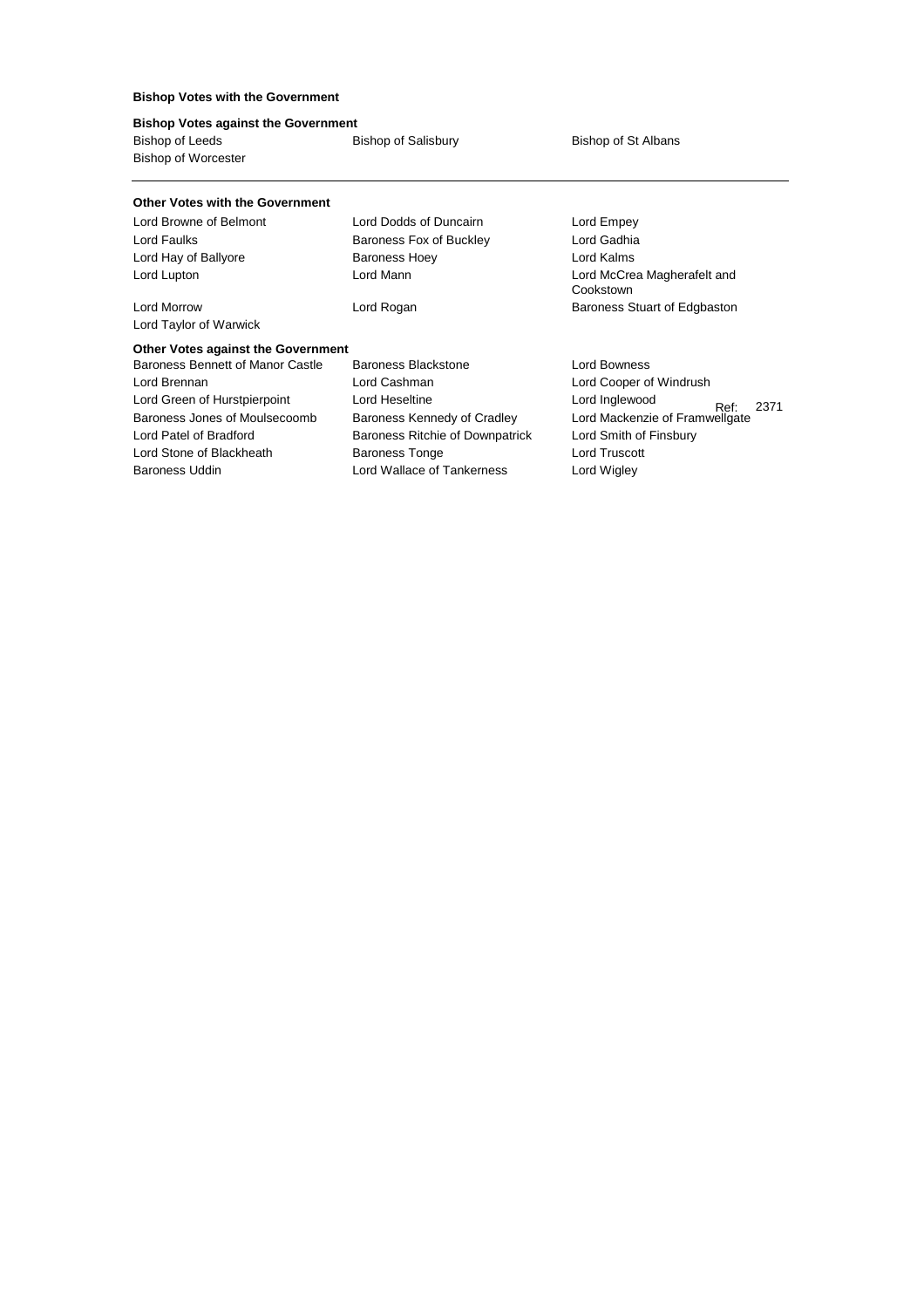**Bishop Votes with the Government**

**Bishop Votes against the Government**

Bishop of Leeds
Bishop of Salisbury
Bishop of St Albans
Bishop of Worcester

---

**Other Votes with the Government**

Lord Browne of Belmont
Lord Dodds of Duncairn
Lord Empey
Lord Faulks
Baroness Fox of Buckley
Lord Gadhia
Lord Hay of Ballyore
Baroness Hoey
Lord Kalms
Lord Lupton
Lord Mann
Lord McCrea Magherafelt and Cookstown
Lord Morrow
Lord Rogan
Baroness Stuart of Edgbaston
Lord Taylor of Warwick

**Other Votes against the Government**

Baroness Bennett of Manor Castle
Baroness Blackstone
Lord Bowness
Lord Brennan
Lord Cashman
Lord Cooper of Windrush
Lord Green of Hurstpierpoint
Lord Heseltine
Lord Inglewood
Baroness Jones of Moulsecoomb
Baroness Kennedy of Cradley
Lord Mackenzie of Framwellgate
Lord Patel of Bradford
Baroness Ritchie of Downpatrick
Lord Smith of Finsbury
Lord Stone of Blackheath
Baroness Tonge
Lord Truscott
Baroness Uddin
Lord Wallace of Tankerness
Lord Wigley

Ref: 2371